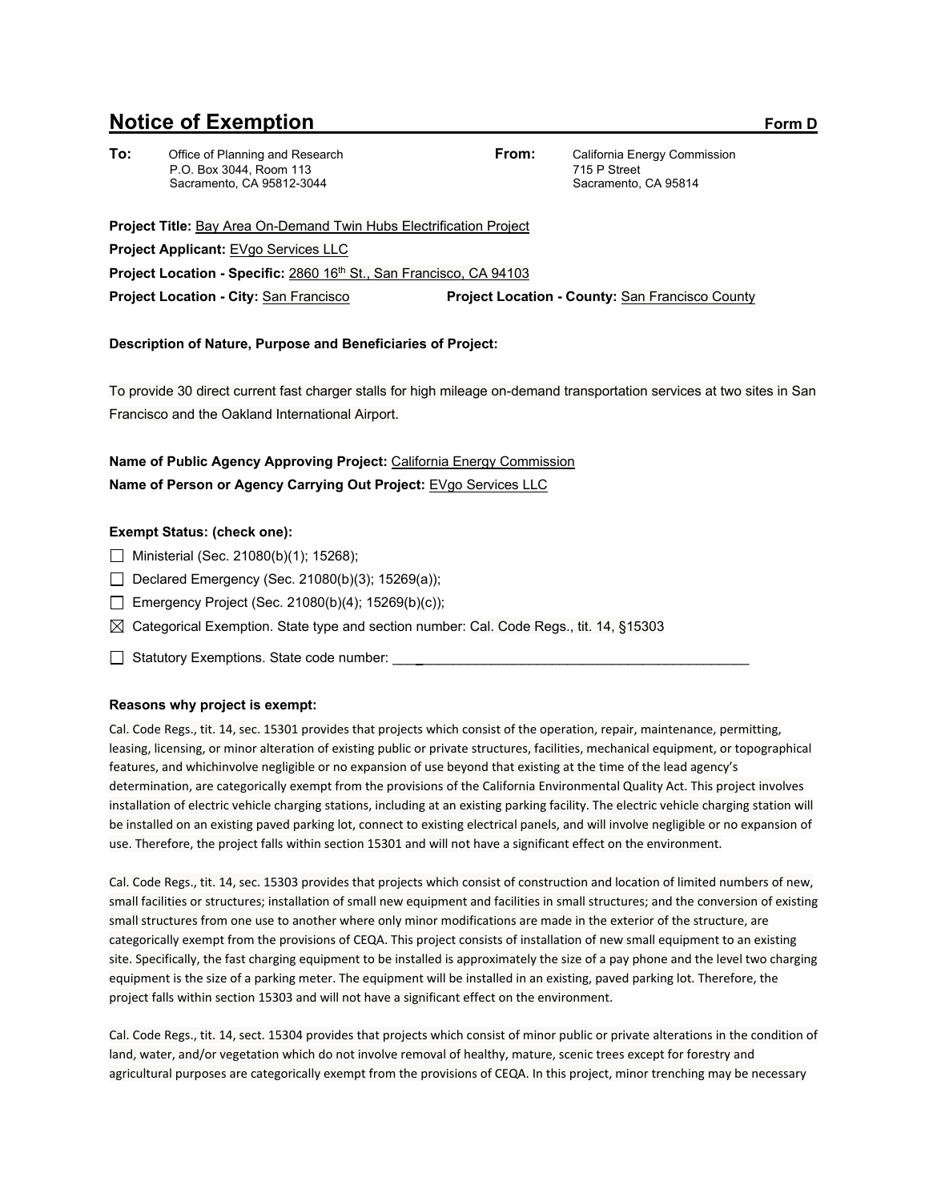# Notice of Exemption **Form D**

**To:** Office of Planning and Research
P.O. Box 3044, Room 113
Sacramento, CA 95812-3044

**From:** California Energy Commission
715 P Street
Sacramento, CA 95814

**Project Title:** Bay Area On-Demand Twin Hubs Electrification Project

**Project Applicant:** EVgo Services LLC

**Project Location - Specific:** 2860 16th St., San Francisco, CA 94103

**Project Location - City:** San Francisco **Project Location - County:** San Francisco County

**Description of Nature, Purpose and Beneficiaries of Project:**

To provide 30 direct current fast charger stalls for high mileage on-demand transportation services at two sites in San Francisco and the Oakland International Airport.

**Name of Public Agency Approving Project:** California Energy Commission

**Name of Person or Agency Carrying Out Project:** EVgo Services LLC

**Exempt Status: (check one):**

- ☐ Ministerial (Sec. 21080(b)(1); 15268);
- ☐ Declared Emergency (Sec. 21080(b)(3); 15269(a));
- ☐ Emergency Project (Sec. 21080(b)(4); 15269(b)(c));
- ☒ Categorical Exemption. State type and section number: Cal. Code Regs., tit. 14, §15303
- ☐ Statutory Exemptions. State code number: ______________________________________________

**Reasons why project is exempt:**

Cal. Code Regs., tit. 14, sec. 15301 provides that projects which consist of the operation, repair, maintenance, permitting, leasing, licensing, or minor alteration of existing public or private structures, facilities, mechanical equipment, or topographical features, and whichinvolve negligible or no expansion of use beyond that existing at the time of the lead agency's determination, are categorically exempt from the provisions of the California Environmental Quality Act. This project involves installation of electric vehicle charging stations, including at an existing parking facility. The electric vehicle charging station will be installed on an existing paved parking lot, connect to existing electrical panels, and will involve negligible or no expansion of use. Therefore, the project falls within section 15301 and will not have a significant effect on the environment.

Cal. Code Regs., tit. 14, sec. 15303 provides that projects which consist of construction and location of limited numbers of new, small facilities or structures; installation of small new equipment and facilities in small structures; and the conversion of existing small structures from one use to another where only minor modifications are made in the exterior of the structure, are categorically exempt from the provisions of CEQA. This project consists of installation of new small equipment to an existing site. Specifically, the fast charging equipment to be installed is approximately the size of a pay phone and the level two charging equipment is the size of a parking meter. The equipment will be installed in an existing, paved parking lot. Therefore, the project falls within section 15303 and will not have a significant effect on the environment.

Cal. Code Regs., tit. 14, sect. 15304 provides that projects which consist of minor public or private alterations in the condition of land, water, and/or vegetation which do not involve removal of healthy, mature, scenic trees except for forestry and agricultural purposes are categorically exempt from the provisions of CEQA. In this project, minor trenching may be necessary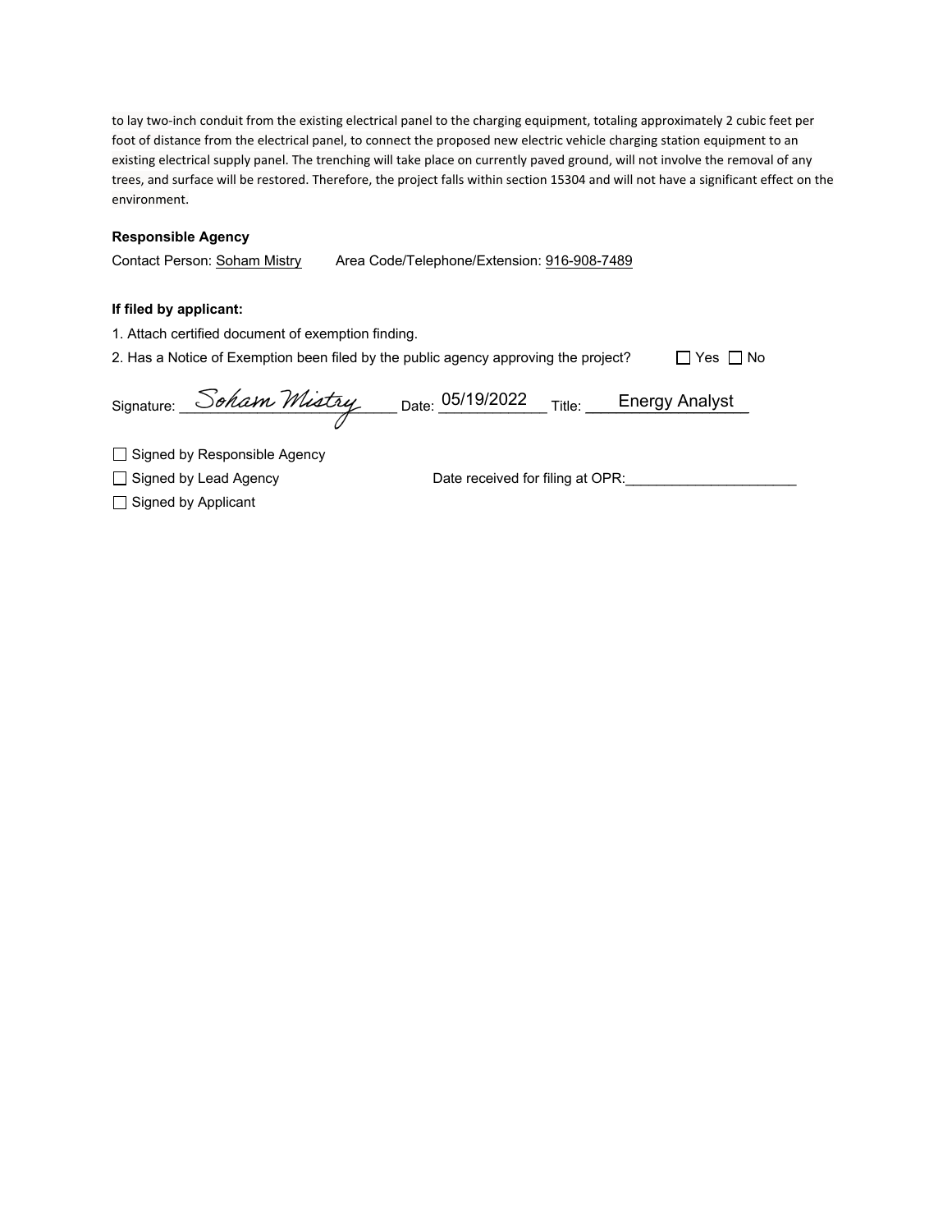to lay two-inch conduit from the existing electrical panel to the charging equipment, totaling approximately 2 cubic feet per foot of distance from the electrical panel, to connect the proposed new electric vehicle charging station equipment to an existing electrical supply panel. The trenching will take place on currently paved ground, will not involve the removal of any trees, and surface will be restored. Therefore, the project falls within section 15304 and will not have a significant effect on the environment.

**Responsible Agency**

Contact Person: Soham Mistry Area Code/Telephone/Extension: 916-908-7489

**If filed by applicant:**

1. Attach certified document of exemption finding.
2. Has a Notice of Exemption been filed by the public agency approving the project? ☐ Yes ☐ No

Signature: Soham Mistry Date: 05/19/2022 Title: Energy Analyst

☐ Signed by Responsible Agency

☐ Signed by Lead Agency Date received for filing at OPR:____________________

☐ Signed by Applicant